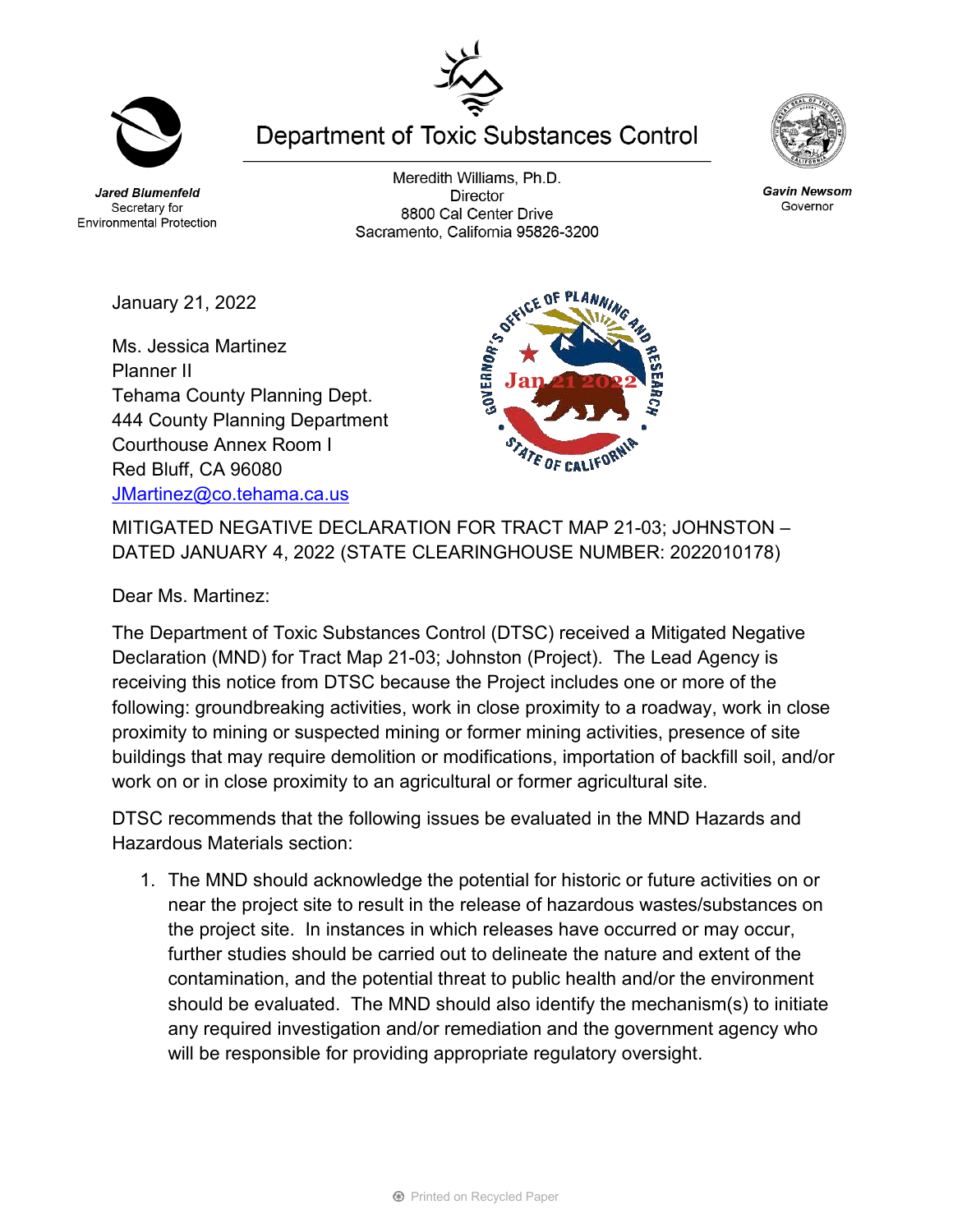Jared Blumenfeld
Secretary for
Environmental Protection

# Department of Toxic Substances Control

Meredith Williams, Ph.D.
Director
8800 Cal Center Drive
Sacramento, California 95826-3200

Gavin Newsom
Governor

January 21, 2022

Ms. Jessica Martinez
Planner II
Tehama County Planning Dept.
444 County Planning Department
Courthouse Annex Room I
Red Bluff, CA 96080
JMartinez@co.tehama.ca.us

MITIGATED NEGATIVE DECLARATION FOR TRACT MAP 21-03; JOHNSTON – DATED JANUARY 4, 2022 (STATE CLEARINGHOUSE NUMBER: 2022010178)

Dear Ms. Martinez:

The Department of Toxic Substances Control (DTSC) received a Mitigated Negative Declaration (MND) for Tract Map 21-03; Johnston (Project). The Lead Agency is receiving this notice from DTSC because the Project includes one or more of the following: groundbreaking activities, work in close proximity to a roadway, work in close proximity to mining or suspected mining or former mining activities, presence of site buildings that may require demolition or modifications, importation of backfill soil, and/or work on or in close proximity to an agricultural or former agricultural site.

DTSC recommends that the following issues be evaluated in the MND Hazards and Hazardous Materials section:

1. The MND should acknowledge the potential for historic or future activities on or near the project site to result in the release of hazardous wastes/substances on the project site. In instances in which releases have occurred or may occur, further studies should be carried out to delineate the nature and extent of the contamination, and the potential threat to public health and/or the environment should be evaluated. The MND should also identify the mechanism(s) to initiate any required investigation and/or remediation and the government agency who will be responsible for providing appropriate regulatory oversight.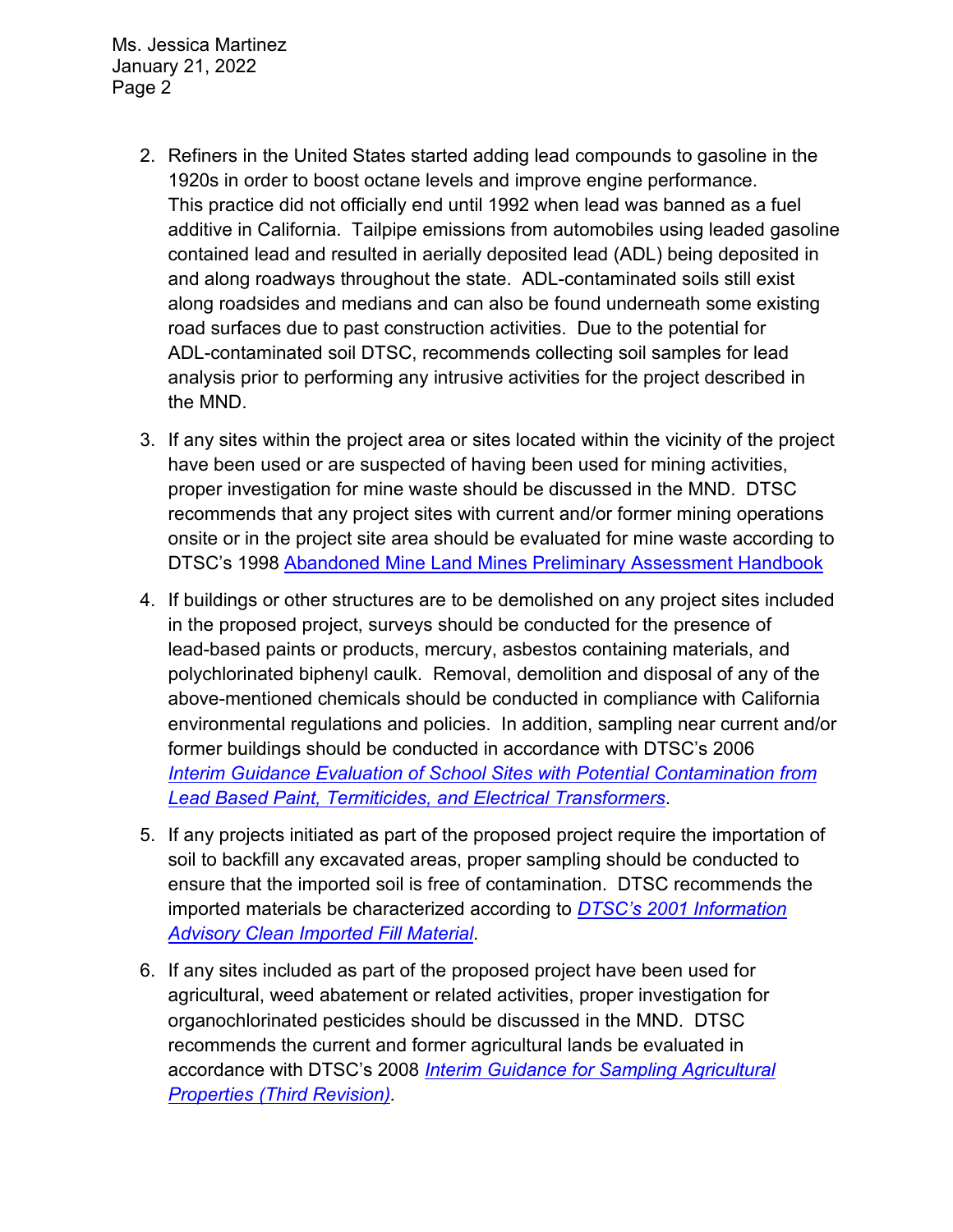2. Refiners in the United States started adding lead compounds to gasoline in the 1920s in order to boost octane levels and improve engine performance. This practice did not officially end until 1992 when lead was banned as a fuel additive in California. Tailpipe emissions from automobiles using leaded gasoline contained lead and resulted in aerially deposited lead (ADL) being deposited in and along roadways throughout the state. ADL-contaminated soils still exist along roadsides and medians and can also be found underneath some existing road surfaces due to past construction activities. Due to the potential for ADL-contaminated soil DTSC, recommends collecting soil samples for lead analysis prior to performing any intrusive activities for the project described in the MND.

3. If any sites within the project area or sites located within the vicinity of the project have been used or are suspected of having been used for mining activities, proper investigation for mine waste should be discussed in the MND. DTSC recommends that any project sites with current and/or former mining operations onsite or in the project site area should be evaluated for mine waste according to DTSC's 1998 Abandoned Mine Land Mines Preliminary Assessment Handbook

4. If buildings or other structures are to be demolished on any project sites included in the proposed project, surveys should be conducted for the presence of lead-based paints or products, mercury, asbestos containing materials, and polychlorinated biphenyl caulk. Removal, demolition and disposal of any of the above-mentioned chemicals should be conducted in compliance with California environmental regulations and policies. In addition, sampling near current and/or former buildings should be conducted in accordance with DTSC's 2006 *Interim Guidance Evaluation of School Sites with Potential Contamination from Lead Based Paint, Termiticides, and Electrical Transformers*.

5. If any projects initiated as part of the proposed project require the importation of soil to backfill any excavated areas, proper sampling should be conducted to ensure that the imported soil is free of contamination. DTSC recommends the imported materials be characterized according to *DTSC's 2001 Information Advisory Clean Imported Fill Material*.

6. If any sites included as part of the proposed project have been used for agricultural, weed abatement or related activities, proper investigation for organochlorinated pesticides should be discussed in the MND. DTSC recommends the current and former agricultural lands be evaluated in accordance with DTSC's 2008 *Interim Guidance for Sampling Agricultural Properties (Third Revision).*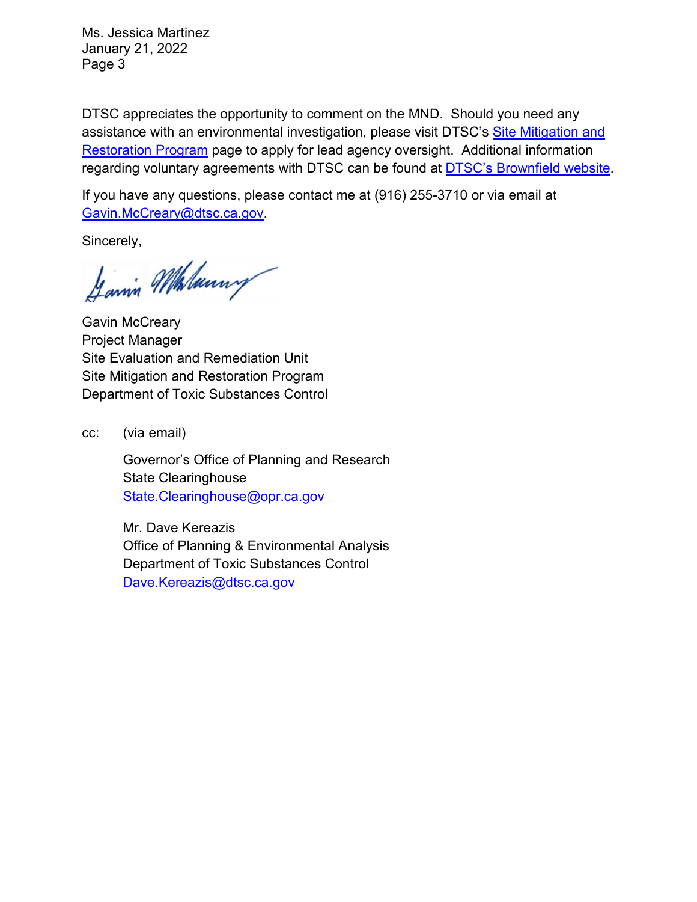DTSC appreciates the opportunity to comment on the MND. Should you need any assistance with an environmental investigation, please visit DTSC's Site Mitigation and Restoration Program page to apply for lead agency oversight. Additional information regarding voluntary agreements with DTSC can be found at DTSC's Brownfield website.

If you have any questions, please contact me at (916) 255-3710 or via email at Gavin.McCreary@dtsc.ca.gov.

Sincerely,

Gavin McCreary
Project Manager
Site Evaluation and Remediation Unit
Site Mitigation and Restoration Program
Department of Toxic Substances Control

cc: (via email)

Governor's Office of Planning and Research
State Clearinghouse
State.Clearinghouse@opr.ca.gov

Mr. Dave Kereazis
Office of Planning & Environmental Analysis
Department of Toxic Substances Control
Dave.Kereazis@dtsc.ca.gov